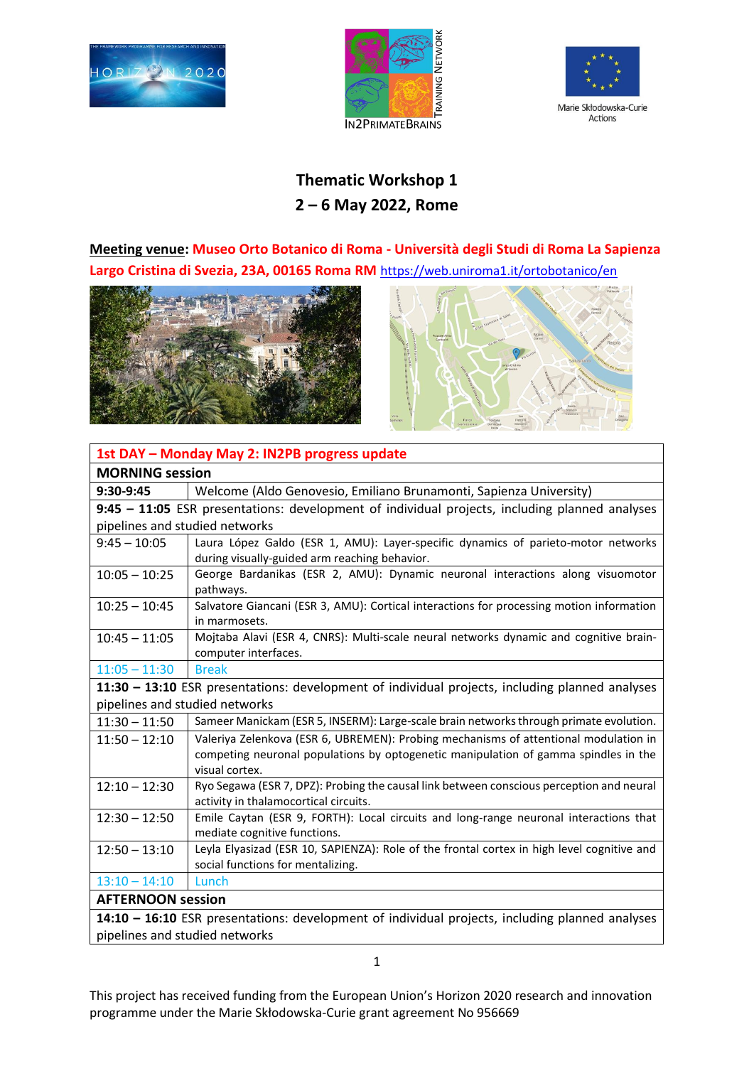# Thematic Workshop 1

## 2 – 6 May 2022, Rome

**Meeting venue: Museo Orto Botanico di Roma - Università degli Studi di Roma La Sapienza**
**Largo Cristina di Svezia, 23A, 00165 Roma RM** https://web.uniroma1.it/ortobotanico/en

| 1st DAY – Monday May 2: IN2PB progress update | |
|---|---|
| **MORNING session** | |
| **9:30-9:45** | Welcome (Aldo Genovesio, Emiliano Brunamonti, Sapienza University) |
| **9:45 – 11:05** ESR presentations: development of individual projects, including planned analyses pipelines and studied networks | |
| 9:45 – 10:05 | Laura López Galdo (ESR 1, AMU): Layer-specific dynamics of parieto-motor networks during visually-guided arm reaching behavior. |
| 10:05 – 10:25 | George Bardanikas (ESR 2, AMU): Dynamic neuronal interactions along visuomotor pathways. |
| 10:25 – 10:45 | Salvatore Giancani (ESR 3, AMU): Cortical interactions for processing motion information in marmosets. |
| 10:45 – 11:05 | Mojtaba Alavi (ESR 4, CNRS): Multi-scale neural networks dynamic and cognitive brain-computer interfaces. |
| 11:05 – 11:30 | Break |
| **11:30 – 13:10** ESR presentations: development of individual projects, including planned analyses pipelines and studied networks | |
| 11:30 – 11:50 | Sameer Manickam (ESR 5, INSERM): Large-scale brain networks through primate evolution. |
| 11:50 – 12:10 | Valeriya Zelenkova (ESR 6, UBREMEN): Probing mechanisms of attentional modulation in competing neuronal populations by optogenetic manipulation of gamma spindles in the visual cortex. |
| 12:10 – 12:30 | Ryo Segawa (ESR 7, DPZ): Probing the causal link between conscious perception and neural activity in thalamocortical circuits. |
| 12:30 – 12:50 | Emile Caytan (ESR 9, FORTH): Local circuits and long-range neuronal interactions that mediate cognitive functions. |
| 12:50 – 13:10 | Leyla Elyasizad (ESR 10, SAPIENZA): Role of the frontal cortex in high level cognitive and social functions for mentalizing. |
| 13:10 – 14:10 | Lunch |
| **AFTERNOON session** | |
| **14:10 – 16:10** ESR presentations: development of individual projects, including planned analyses pipelines and studied networks | |

This project has received funding from the European Union's Horizon 2020 research and innovation programme under the Marie Skłodowska-Curie grant agreement No 956669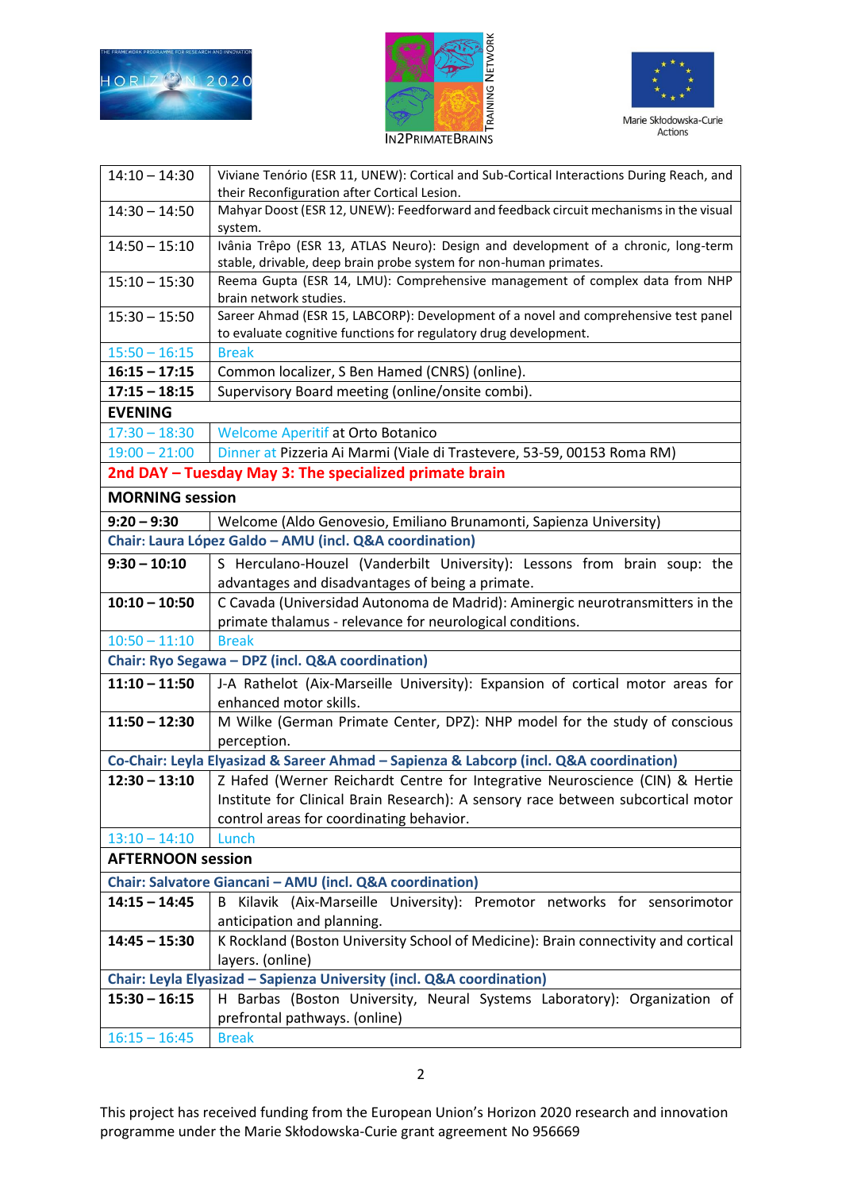| | |
|---|---|
| 14:10 – 14:30 | Viviane Tenório (ESR 11, UNEW): Cortical and Sub-Cortical Interactions During Reach, and their Reconfiguration after Cortical Lesion. |
| 14:30 – 14:50 | Mahyar Doost (ESR 12, UNEW): Feedforward and feedback circuit mechanisms in the visual system. |
| 14:50 – 15:10 | Ivânia Trêpo (ESR 13, ATLAS Neuro): Design and development of a chronic, long-term stable, drivable, deep brain probe system for non-human primates. |
| 15:10 – 15:30 | Reema Gupta (ESR 14, LMU): Comprehensive management of complex data from NHP brain network studies. |
| 15:30 – 15:50 | Sareer Ahmad (ESR 15, LABCORP): Development of a novel and comprehensive test panel to evaluate cognitive functions for regulatory drug development. |
| 15:50 – 16:15 | Break |
| **16:15 – 17:15** | Common localizer, S Ben Hamed (CNRS) (online). |
| **17:15 – 18:15** | Supervisory Board meeting (online/onsite combi). |
| **EVENING** | |
| 17:30 – 18:30 | Welcome Aperitif at Orto Botanico |
| 19:00 – 21:00 | Dinner at Pizzeria Ai Marmi (Viale di Trastevere, 53-59, 00153 Roma RM) |
| **2nd DAY – Tuesday May 3: The specialized primate brain** | |
| **MORNING session** | |
| **9:20 – 9:30** | Welcome (Aldo Genovesio, Emiliano Brunamonti, Sapienza University) |
| **Chair: Laura López Galdo – AMU (incl. Q&A coordination)** | |
| **9:30 – 10:10** | S Herculano-Houzel (Vanderbilt University): Lessons from brain soup: the advantages and disadvantages of being a primate. |
| **10:10 – 10:50** | C Cavada (Universidad Autonoma de Madrid): Aminergic neurotransmitters in the primate thalamus - relevance for neurological conditions. |
| 10:50 – 11:10 | Break |
| **Chair: Ryo Segawa – DPZ (incl. Q&A coordination)** | |
| **11:10 – 11:50** | J-A Rathelot (Aix-Marseille University): Expansion of cortical motor areas for enhanced motor skills. |
| **11:50 – 12:30** | M Wilke (German Primate Center, DPZ): NHP model for the study of conscious perception. |
| **Co-Chair: Leyla Elyasizad & Sareer Ahmad – Sapienza & Labcorp (incl. Q&A coordination)** | |
| **12:30 – 13:10** | Z Hafed (Werner Reichardt Centre for Integrative Neuroscience (CIN) & Hertie Institute for Clinical Brain Research): A sensory race between subcortical motor control areas for coordinating behavior. |
| 13:10 – 14:10 | Lunch |
| **AFTERNOON session** | |
| **Chair: Salvatore Giancani – AMU (incl. Q&A coordination)** | |
| **14:15 – 14:45** | B Kilavik (Aix-Marseille University): Premotor networks for sensorimotor anticipation and planning. |
| **14:45 – 15:30** | K Rockland (Boston University School of Medicine): Brain connectivity and cortical layers. (online) |
| **Chair: Leyla Elyasizad – Sapienza University (incl. Q&A coordination)** | |
| **15:30 – 16:15** | H Barbas (Boston University, Neural Systems Laboratory): Organization of prefrontal pathways. (online) |
| 16:15 – 16:45 | Break |

This project has received funding from the European Union's Horizon 2020 research and innovation programme under the Marie Skłodowska-Curie grant agreement No 956669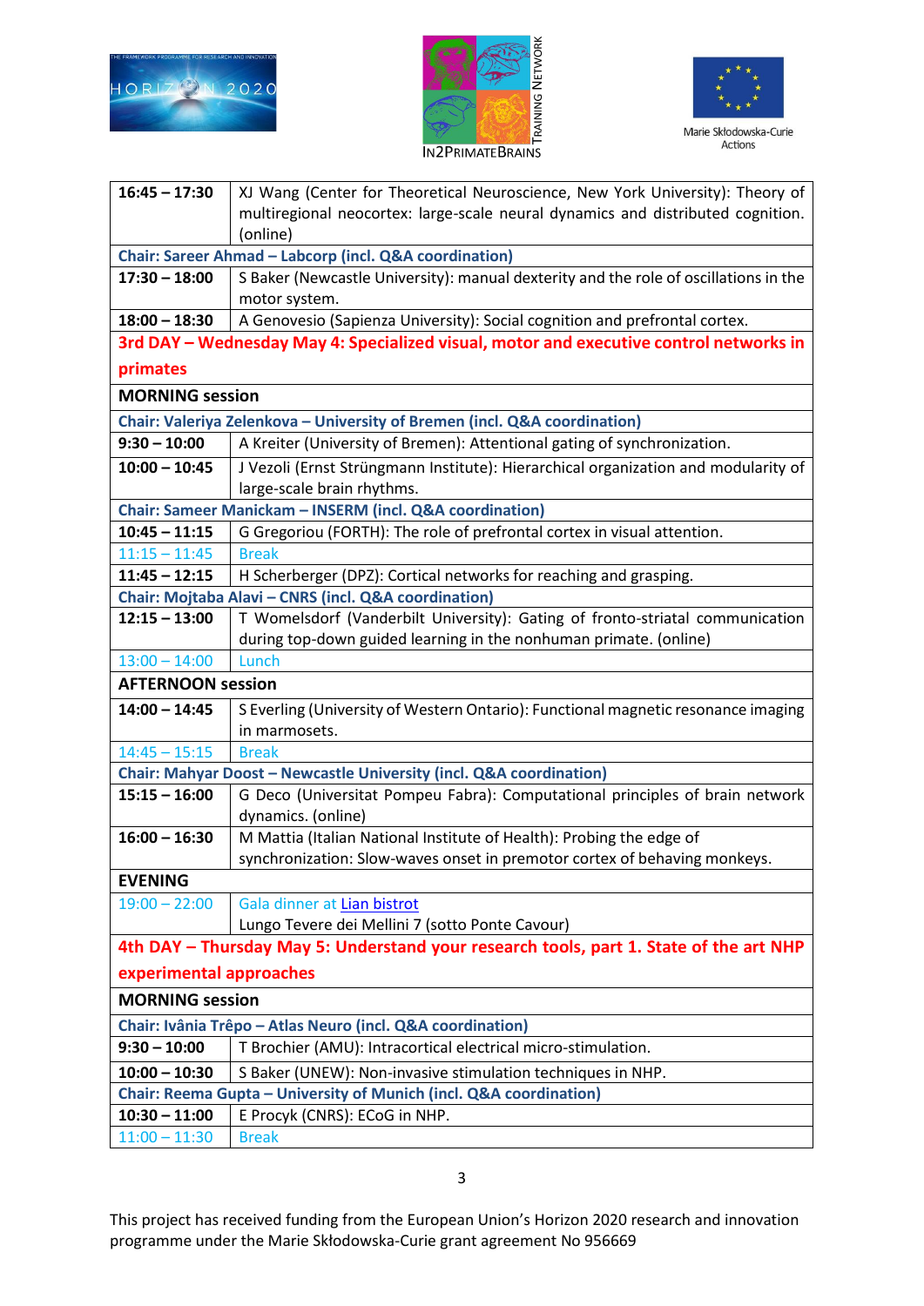| | |
|---|---|
| **16:45 – 17:30** | XJ Wang (Center for Theoretical Neuroscience, New York University): Theory of multiregional neocortex: large-scale neural dynamics and distributed cognition. (online) |
| **Chair: Sareer Ahmad – Labcorp (incl. Q&A coordination)** | |
| **17:30 – 18:00** | S Baker (Newcastle University): manual dexterity and the role of oscillations in the motor system. |
| **18:00 – 18:30** | A Genovesio (Sapienza University): Social cognition and prefrontal cortex. |
| **3rd DAY – Wednesday May 4: Specialized visual, motor and executive control networks in primates** | |
| **MORNING session** | |
| **Chair: Valeriya Zelenkova – University of Bremen (incl. Q&A coordination)** | |
| **9:30 – 10:00** | A Kreiter (University of Bremen): Attentional gating of synchronization. |
| **10:00 – 10:45** | J Vezoli (Ernst Strüngmann Institute): Hierarchical organization and modularity of large-scale brain rhythms. |
| **Chair: Sameer Manickam – INSERM (incl. Q&A coordination)** | |
| **10:45 – 11:15** | G Gregoriou (FORTH): The role of prefrontal cortex in visual attention. |
| 11:15 – 11:45 | Break |
| **11:45 – 12:15** | H Scherberger (DPZ): Cortical networks for reaching and grasping. |
| **Chair: Mojtaba Alavi – CNRS (incl. Q&A coordination)** | |
| **12:15 – 13:00** | T Womelsdorf (Vanderbilt University): Gating of fronto-striatal communication during top-down guided learning in the nonhuman primate. (online) |
| 13:00 – 14:00 | Lunch |
| **AFTERNOON session** | |
| **14:00 – 14:45** | S Everling (University of Western Ontario): Functional magnetic resonance imaging in marmosets. |
| 14:45 – 15:15 | Break |
| **Chair: Mahyar Doost – Newcastle University (incl. Q&A coordination)** | |
| **15:15 – 16:00** | G Deco (Universitat Pompeu Fabra): Computational principles of brain network dynamics. (online) |
| **16:00 – 16:30** | M Mattia (Italian National Institute of Health): Probing the edge of synchronization: Slow-waves onset in premotor cortex of behaving monkeys. |
| **EVENING** | |
| 19:00 – 22:00 | Gala dinner at Lian bistrot<br>Lungo Tevere dei Mellini 7 (sotto Ponte Cavour) |
| **4th DAY – Thursday May 5: Understand your research tools, part 1. State of the art NHP experimental approaches** | |
| **MORNING session** | |
| **Chair: Ivânia Trêpo – Atlas Neuro (incl. Q&A coordination)** | |
| **9:30 – 10:00** | T Brochier (AMU): Intracortical electrical micro-stimulation. |
| **10:00 – 10:30** | S Baker (UNEW): Non-invasive stimulation techniques in NHP. |
| **Chair: Reema Gupta – University of Munich (incl. Q&A coordination)** | |
| **10:30 – 11:00** | E Procyk (CNRS): ECoG in NHP. |
| 11:00 – 11:30 | Break |

This project has received funding from the European Union's Horizon 2020 research and innovation programme under the Marie Skłodowska-Curie grant agreement No 956669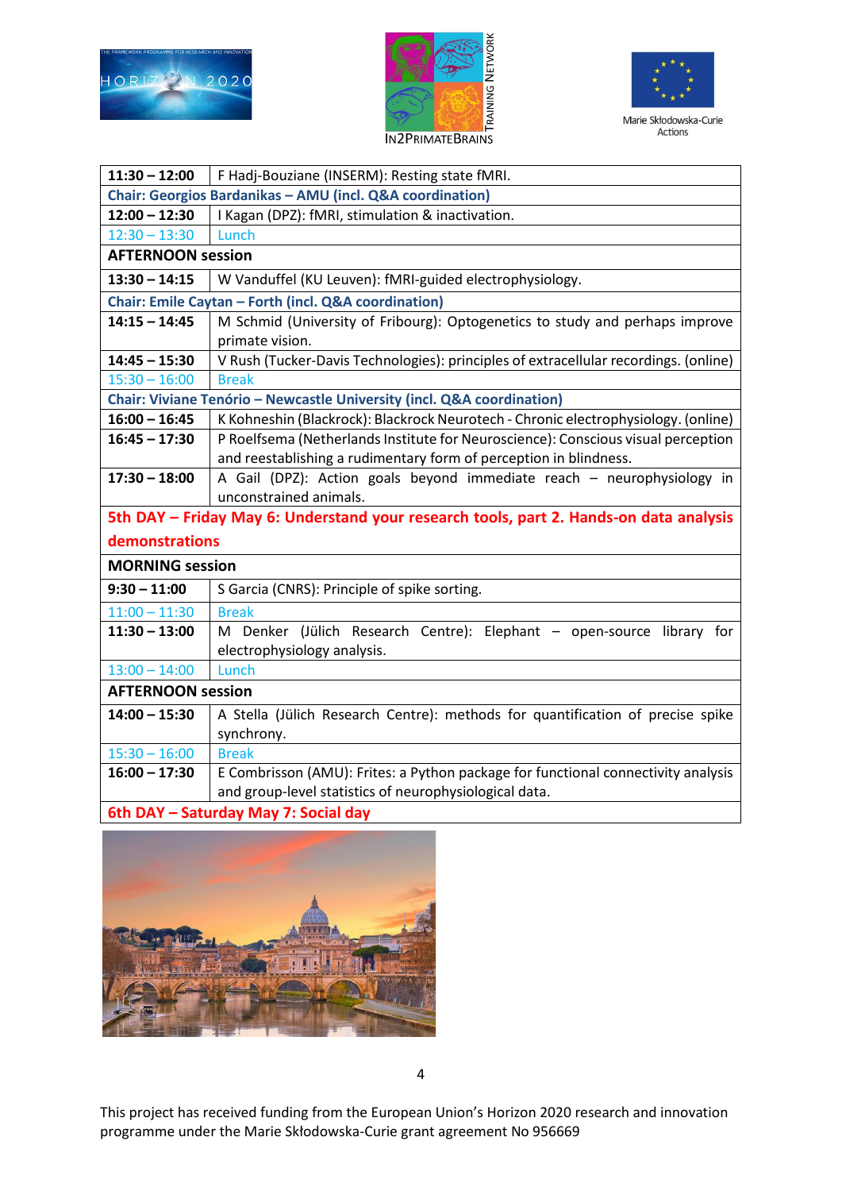| | |
|---|---|
| **11:30 – 12:00** | F Hadj-Bouziane (INSERM): Resting state fMRI. |
| **Chair: Georgios Bardanikas – AMU (incl. Q&A coordination)** | |
| **12:00 – 12:30** | I Kagan (DPZ): fMRI, stimulation & inactivation. |
| 12:30 – 13:30 | Lunch |
| **AFTERNOON session** | |
| **13:30 – 14:15** | W Vanduffel (KU Leuven): fMRI-guided electrophysiology. |
| **Chair: Emile Caytan – Forth (incl. Q&A coordination)** | |
| **14:15 – 14:45** | M Schmid (University of Fribourg): Optogenetics to study and perhaps improve primate vision. |
| **14:45 – 15:30** | V Rush (Tucker-Davis Technologies): principles of extracellular recordings. (online) |
| 15:30 – 16:00 | Break |
| **Chair: Viviane Tenório – Newcastle University (incl. Q&A coordination)** | |
| **16:00 – 16:45** | K Kohneshin (Blackrock): Blackrock Neurotech - Chronic electrophysiology. (online) |
| **16:45 – 17:30** | P Roelfsema (Netherlands Institute for Neuroscience): Conscious visual perception and reestablishing a rudimentary form of perception in blindness. |
| **17:30 – 18:00** | A Gail (DPZ): Action goals beyond immediate reach – neurophysiology in unconstrained animals. |
| **5th DAY – Friday May 6: Understand your research tools, part 2. Hands-on data analysis demonstrations** | |
| **MORNING session** | |
| **9:30 – 11:00** | S Garcia (CNRS): Principle of spike sorting. |
| 11:00 – 11:30 | Break |
| **11:30 – 13:00** | M Denker (Jülich Research Centre): Elephant – open-source library for electrophysiology analysis. |
| 13:00 – 14:00 | Lunch |
| **AFTERNOON session** | |
| **14:00 – 15:30** | A Stella (Jülich Research Centre): methods for quantification of precise spike synchrony. |
| 15:30 – 16:00 | Break |
| **16:00 – 17:30** | E Combrisson (AMU): Frites: a Python package for functional connectivity analysis and group-level statistics of neurophysiological data. |
| **6th DAY – Saturday May 7: Social day** | |

This project has received funding from the European Union's Horizon 2020 research and innovation programme under the Marie Skłodowska-Curie grant agreement No 956669